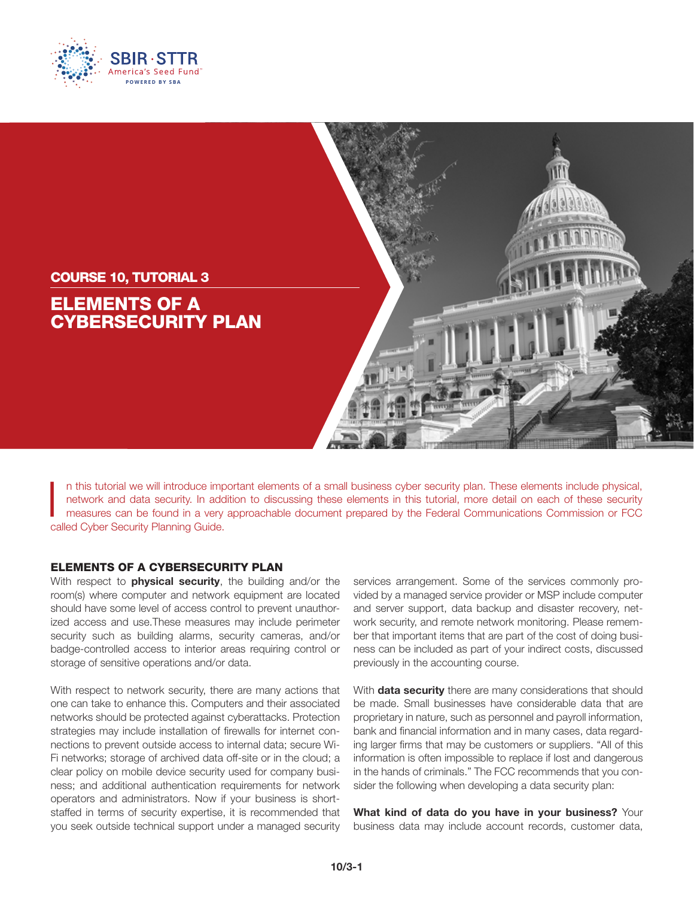## COURSE 10, TUTORIAL 3

# ELEMENTS OF A CYBERSECURITY PLAN

In this tutorial we will introduce important elements of a small business cyber security plan. These elements include physical, network and data security. In addition to discussing these elements in this tutorial, more detail on each of these security measures can be found in a very approachable document prepared by the Federal Communications Commission or FCC called Cyber Security Planning Guide.

## ELEMENTS OF A CYBERSECURITY PLAN

With respect to **physical security**, the building and/or the room(s) where computer and network equipment are located should have some level of access control to prevent unauthorized access and use.These measures may include perimeter security such as building alarms, security cameras, and/or badge-controlled access to interior areas requiring control or storage of sensitive operations and/or data.

With respect to network security, there are many actions that one can take to enhance this. Computers and their associated networks should be protected against cyberattacks. Protection strategies may include installation of firewalls for internet connections to prevent outside access to internal data; secure Wi-Fi networks; storage of archived data off-site or in the cloud; a clear policy on mobile device security used for company business; and additional authentication requirements for network operators and administrators. Now if your business is short-staffed in terms of security expertise, it is recommended that you seek outside technical support under a managed security services arrangement. Some of the services commonly provided by a managed service provider or MSP include computer and server support, data backup and disaster recovery, network security, and remote network monitoring. Please remember that important items that are part of the cost of doing business can be included as part of your indirect costs, discussed previously in the accounting course.

With **data security** there are many considerations that should be made. Small businesses have considerable data that are proprietary in nature, such as personnel and payroll information, bank and financial information and in many cases, data regarding larger firms that may be customers or suppliers. "All of this information is often impossible to replace if lost and dangerous in the hands of criminals." The FCC recommends that you consider the following when developing a data security plan:

**What kind of data do you have in your business?** Your business data may include account records, customer data,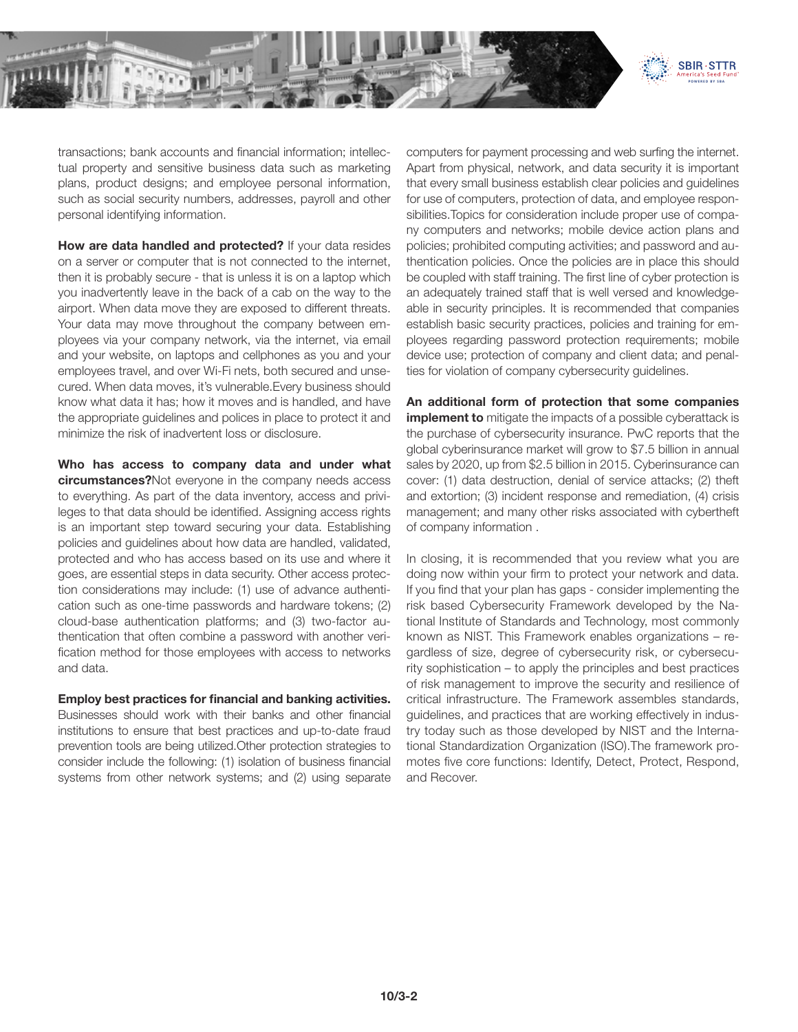transactions; bank accounts and financial information; intellectual property and sensitive business data such as marketing plans, product designs; and employee personal information, such as social security numbers, addresses, payroll and other personal identifying information.

**How are data handled and protected?** If your data resides on a server or computer that is not connected to the internet, then it is probably secure - that is unless it is on a laptop which you inadvertently leave in the back of a cab on the way to the airport. When data move they are exposed to different threats. Your data may move throughout the company between employees via your company network, via the internet, via email and your website, on laptops and cellphones as you and your employees travel, and over Wi-Fi nets, both secured and unsecured. When data moves, it's vulnerable.Every business should know what data it has; how it moves and is handled, and have the appropriate guidelines and polices in place to protect it and minimize the risk of inadvertent loss or disclosure.

**Who has access to company data and under what circumstances?**Not everyone in the company needs access to everything. As part of the data inventory, access and privileges to that data should be identified. Assigning access rights is an important step toward securing your data. Establishing policies and guidelines about how data are handled, validated, protected and who has access based on its use and where it goes, are essential steps in data security. Other access protection considerations may include: (1) use of advance authentication such as one-time passwords and hardware tokens; (2) cloud-base authentication platforms; and (3) two-factor authentication that often combine a password with another verification method for those employees with access to networks and data.

**Employ best practices for financial and banking activities.** Businesses should work with their banks and other financial institutions to ensure that best practices and up-to-date fraud prevention tools are being utilized.Other protection strategies to consider include the following: (1) isolation of business financial systems from other network systems; and (2) using separate computers for payment processing and web surfing the internet. Apart from physical, network, and data security it is important that every small business establish clear policies and guidelines for use of computers, protection of data, and employee responsibilities.Topics for consideration include proper use of company computers and networks; mobile device action plans and policies; prohibited computing activities; and password and authentication policies. Once the policies are in place this should be coupled with staff training. The first line of cyber protection is an adequately trained staff that is well versed and knowledgeable in security principles. It is recommended that companies establish basic security practices, policies and training for employees regarding password protection requirements; mobile device use; protection of company and client data; and penalties for violation of company cybersecurity guidelines.

**An additional form of protection that some companies implement to** mitigate the impacts of a possible cyberattack is the purchase of cybersecurity insurance. PwC reports that the global cyberinsurance market will grow to $7.5 billion in annual sales by 2020, up from $2.5 billion in 2015. Cyberinsurance can cover: (1) data destruction, denial of service attacks; (2) theft and extortion; (3) incident response and remediation, (4) crisis management; and many other risks associated with cybertheft of company information .

In closing, it is recommended that you review what you are doing now within your firm to protect your network and data. If you find that your plan has gaps - consider implementing the risk based Cybersecurity Framework developed by the National Institute of Standards and Technology, most commonly known as NIST. This Framework enables organizations – regardless of size, degree of cybersecurity risk, or cybersecurity sophistication – to apply the principles and best practices of risk management to improve the security and resilience of critical infrastructure. The Framework assembles standards, guidelines, and practices that are working effectively in industry today such as those developed by NIST and the International Standardization Organization (ISO).The framework promotes five core functions: Identify, Detect, Protect, Respond, and Recover.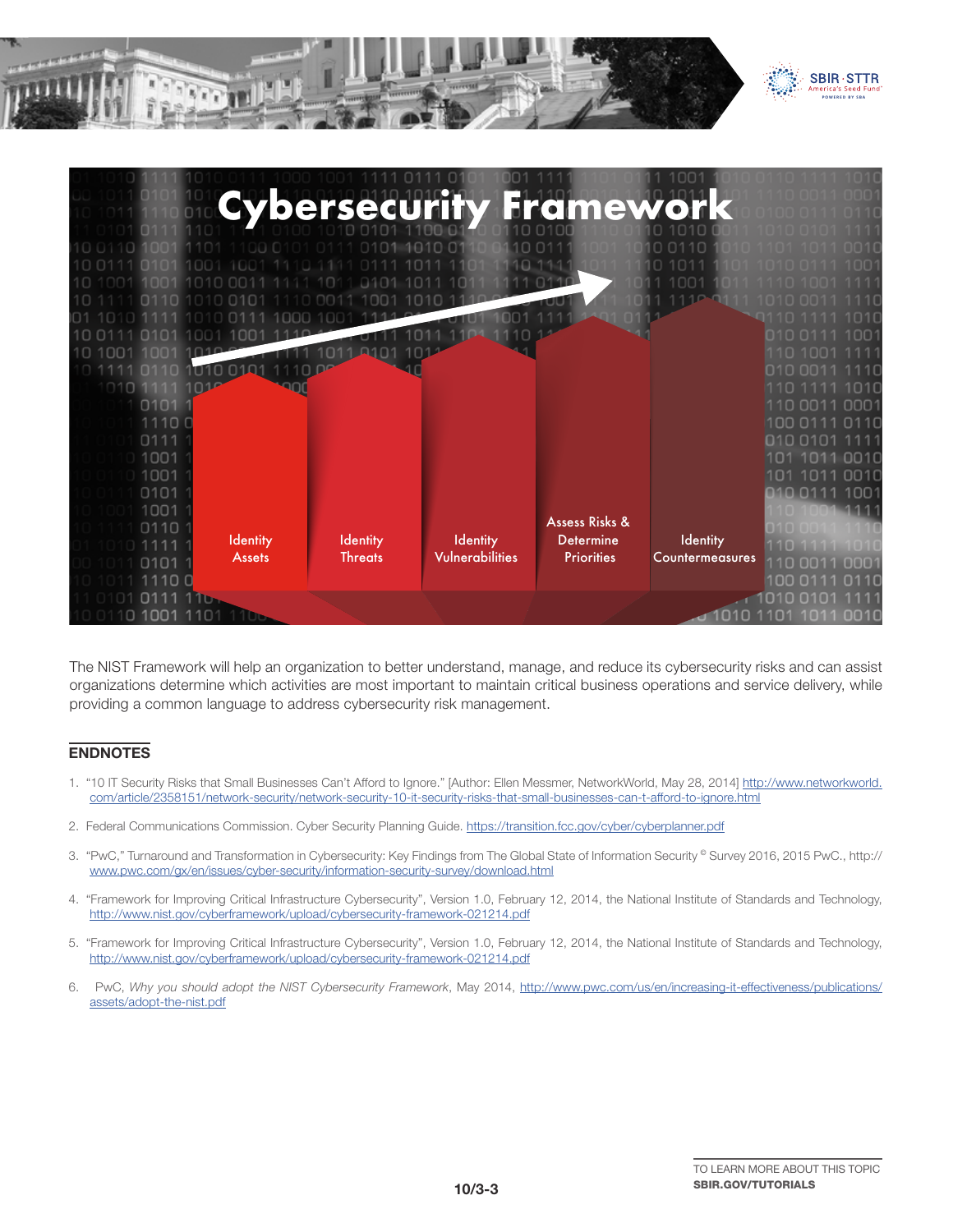# Cybersecurity Framework

Identity Assets

Identity Threats

Identity Vulnerabilities

Assess Risks & Determine Priorities

Identity Countermeasures

The NIST Framework will help an organization to better understand, manage, and reduce its cybersecurity risks and can assist organizations determine which activities are most important to maintain critical business operations and service delivery, while providing a common language to address cybersecurity risk management.

## ENDNOTES

1. "10 IT Security Risks that Small Businesses Can't Afford to Ignore." [Author: Ellen Messmer, NetworkWorld, May 28, 2014] http://www.networkworld.com/article/2358151/network-security/network-security-10-it-security-risks-that-small-businesses-can-t-afford-to-ignore.html
2. Federal Communications Commission. Cyber Security Planning Guide. https://transition.fcc.gov/cyber/cyberplanner.pdf
3. "PwC," Turnaround and Transformation in Cybersecurity: Key Findings from The Global State of Information Security © Survey 2016, 2015 PwC., http://www.pwc.com/gx/en/issues/cyber-security/information-security-survey/download.html
4. "Framework for Improving Critical Infrastructure Cybersecurity", Version 1.0, February 12, 2014, the National Institute of Standards and Technology, http://www.nist.gov/cyberframework/upload/cybersecurity-framework-021214.pdf
5. "Framework for Improving Critical Infrastructure Cybersecurity", Version 1.0, February 12, 2014, the National Institute of Standards and Technology, http://www.nist.gov/cyberframework/upload/cybersecurity-framework-021214.pdf
6. PwC, *Why you should adopt the NIST Cybersecurity Framework*, May 2014, http://www.pwc.com/us/en/increasing-it-effectiveness/publications/assets/adopt-the-nist.pdf

TO LEARN MORE ABOUT THIS TOPIC
**SBIR.GOV/TUTORIALS**